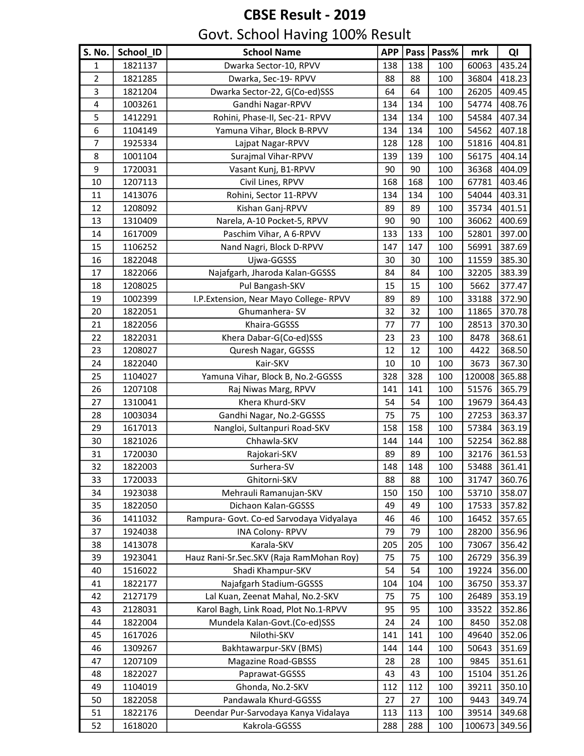# CBSE Result - 2019

## Govt. School Having 100% Result

| S. No. | School_ID | School Name | APP | Pass | Pass% | mrk | QI |
|---|---|---|---|---|---|---|---|
| 1 | 1821137 | Dwarka Sector-10, RPVV | 138 | 138 | 100 | 60063 | 435.24 |
| 2 | 1821285 | Dwarka, Sec-19- RPVV | 88 | 88 | 100 | 36804 | 418.23 |
| 3 | 1821204 | Dwarka Sector-22, G(Co-ed)SSS | 64 | 64 | 100 | 26205 | 409.45 |
| 4 | 1003261 | Gandhi Nagar-RPVV | 134 | 134 | 100 | 54774 | 408.76 |
| 5 | 1412291 | Rohini, Phase-II, Sec-21- RPVV | 134 | 134 | 100 | 54584 | 407.34 |
| 6 | 1104149 | Yamuna Vihar, Block B-RPVV | 134 | 134 | 100 | 54562 | 407.18 |
| 7 | 1925334 | Lajpat Nagar-RPVV | 128 | 128 | 100 | 51816 | 404.81 |
| 8 | 1001104 | Surajmal Vihar-RPVV | 139 | 139 | 100 | 56175 | 404.14 |
| 9 | 1720031 | Vasant Kunj, B1-RPVV | 90 | 90 | 100 | 36368 | 404.09 |
| 10 | 1207113 | Civil Lines, RPVV | 168 | 168 | 100 | 67781 | 403.46 |
| 11 | 1413076 | Rohini, Sector 11-RPVV | 134 | 134 | 100 | 54044 | 403.31 |
| 12 | 1208092 | Kishan Ganj-RPVV | 89 | 89 | 100 | 35734 | 401.51 |
| 13 | 1310409 | Narela, A-10 Pocket-5, RPVV | 90 | 90 | 100 | 36062 | 400.69 |
| 14 | 1617009 | Paschim Vihar, A 6-RPVV | 133 | 133 | 100 | 52801 | 397.00 |
| 15 | 1106252 | Nand Nagri, Block D-RPVV | 147 | 147 | 100 | 56991 | 387.69 |
| 16 | 1822048 | Ujwa-GGSSS | 30 | 30 | 100 | 11559 | 385.30 |
| 17 | 1822066 | Najafgarh, Jharoda Kalan-GGSSS | 84 | 84 | 100 | 32205 | 383.39 |
| 18 | 1208025 | Pul Bangash-SKV | 15 | 15 | 100 | 5662 | 377.47 |
| 19 | 1002399 | I.P.Extension, Near Mayo College- RPVV | 89 | 89 | 100 | 33188 | 372.90 |
| 20 | 1822051 | Ghumanhera- SV | 32 | 32 | 100 | 11865 | 370.78 |
| 21 | 1822056 | Khaira-GGSSS | 77 | 77 | 100 | 28513 | 370.30 |
| 22 | 1822031 | Khera Dabar-G(Co-ed)SSS | 23 | 23 | 100 | 8478 | 368.61 |
| 23 | 1208027 | Quresh Nagar, GGSSS | 12 | 12 | 100 | 4422 | 368.50 |
| 24 | 1822040 | Kair-SKV | 10 | 10 | 100 | 3673 | 367.30 |
| 25 | 1104027 | Yamuna Vihar, Block B, No.2-GGSSS | 328 | 328 | 100 | 120008 | 365.88 |
| 26 | 1207108 | Raj Niwas Marg, RPVV | 141 | 141 | 100 | 51576 | 365.79 |
| 27 | 1310041 | Khera Khurd-SKV | 54 | 54 | 100 | 19679 | 364.43 |
| 28 | 1003034 | Gandhi Nagar, No.2-GGSSS | 75 | 75 | 100 | 27253 | 363.37 |
| 29 | 1617013 | Nangloi, Sultanpuri Road-SKV | 158 | 158 | 100 | 57384 | 363.19 |
| 30 | 1821026 | Chhawla-SKV | 144 | 144 | 100 | 52254 | 362.88 |
| 31 | 1720030 | Rajokari-SKV | 89 | 89 | 100 | 32176 | 361.53 |
| 32 | 1822003 | Surhera-SV | 148 | 148 | 100 | 53488 | 361.41 |
| 33 | 1720033 | Ghitorni-SKV | 88 | 88 | 100 | 31747 | 360.76 |
| 34 | 1923038 | Mehrauli Ramanujan-SKV | 150 | 150 | 100 | 53710 | 358.07 |
| 35 | 1822050 | Dichaon Kalan-GGSSS | 49 | 49 | 100 | 17533 | 357.82 |
| 36 | 1411032 | Rampura- Govt. Co-ed Sarvodaya Vidyalaya | 46 | 46 | 100 | 16452 | 357.65 |
| 37 | 1924038 | INA Colony- RPVV | 79 | 79 | 100 | 28200 | 356.96 |
| 38 | 1413078 | Karala-SKV | 205 | 205 | 100 | 73067 | 356.42 |
| 39 | 1923041 | Hauz Rani-Sr.Sec.SKV (Raja RamMohan Roy) | 75 | 75 | 100 | 26729 | 356.39 |
| 40 | 1516022 | Shadi Khampur-SKV | 54 | 54 | 100 | 19224 | 356.00 |
| 41 | 1822177 | Najafgarh Stadium-GGSSS | 104 | 104 | 100 | 36750 | 353.37 |
| 42 | 2127179 | Lal Kuan, Zeenat Mahal, No.2-SKV | 75 | 75 | 100 | 26489 | 353.19 |
| 43 | 2128031 | Karol Bagh, Link Road, Plot No.1-RPVV | 95 | 95 | 100 | 33522 | 352.86 |
| 44 | 1822004 | Mundela Kalan-Govt.(Co-ed)SSS | 24 | 24 | 100 | 8450 | 352.08 |
| 45 | 1617026 | Nilothi-SKV | 141 | 141 | 100 | 49640 | 352.06 |
| 46 | 1309267 | Bakhtawarpur-SKV (BMS) | 144 | 144 | 100 | 50643 | 351.69 |
| 47 | 1207109 | Magazine Road-GBSSS | 28 | 28 | 100 | 9845 | 351.61 |
| 48 | 1822027 | Paprawat-GGSSS | 43 | 43 | 100 | 15104 | 351.26 |
| 49 | 1104019 | Ghonda, No.2-SKV | 112 | 112 | 100 | 39211 | 350.10 |
| 50 | 1822058 | Pandawala Khurd-GGSSS | 27 | 27 | 100 | 9443 | 349.74 |
| 51 | 1822176 | Deendar Pur-Sarvodaya Kanya Vidalaya | 113 | 113 | 100 | 39514 | 349.68 |
| 52 | 1618020 | Kakrola-GGSSS | 288 | 288 | 100 | 100673 | 349.56 |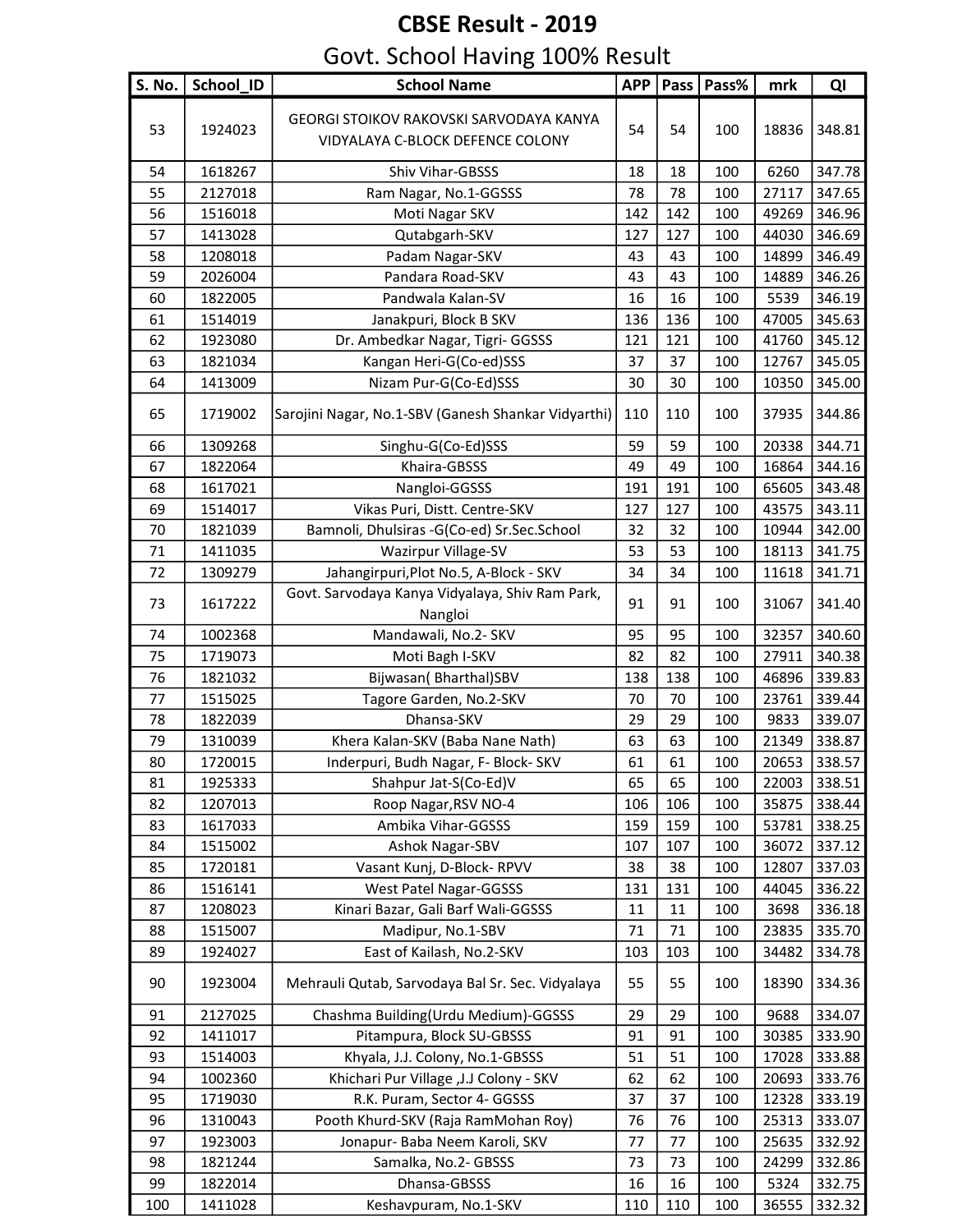# CBSE Result - 2019

## Govt. School Having 100% Result

| S. No. | School_ID | School Name | APP | Pass | Pass% | mrk | QI |
|---|---|---|---|---|---|---|---|
| 53 | 1924023 | GEORGI STOIKOV RAKOVSKI SARVODAYA KANYA VIDYALAYA C-BLOCK DEFENCE COLONY | 54 | 54 | 100 | 18836 | 348.81 |
| 54 | 1618267 | Shiv Vihar-GBSSS | 18 | 18 | 100 | 6260 | 347.78 |
| 55 | 2127018 | Ram Nagar, No.1-GGSSS | 78 | 78 | 100 | 27117 | 347.65 |
| 56 | 1516018 | Moti Nagar SKV | 142 | 142 | 100 | 49269 | 346.96 |
| 57 | 1413028 | Qutabgarh-SKV | 127 | 127 | 100 | 44030 | 346.69 |
| 58 | 1208018 | Padam Nagar-SKV | 43 | 43 | 100 | 14899 | 346.49 |
| 59 | 2026004 | Pandara Road-SKV | 43 | 43 | 100 | 14889 | 346.26 |
| 60 | 1822005 | Pandwala Kalan-SV | 16 | 16 | 100 | 5539 | 346.19 |
| 61 | 1514019 | Janakpuri, Block B SKV | 136 | 136 | 100 | 47005 | 345.63 |
| 62 | 1923080 | Dr. Ambedkar Nagar, Tigri- GGSSS | 121 | 121 | 100 | 41760 | 345.12 |
| 63 | 1821034 | Kangan Heri-G(Co-ed)SSS | 37 | 37 | 100 | 12767 | 345.05 |
| 64 | 1413009 | Nizam Pur-G(Co-Ed)SSS | 30 | 30 | 100 | 10350 | 345.00 |
| 65 | 1719002 | Sarojini Nagar, No.1-SBV (Ganesh Shankar Vidyarthi) | 110 | 110 | 100 | 37935 | 344.86 |
| 66 | 1309268 | Singhu-G(Co-Ed)SSS | 59 | 59 | 100 | 20338 | 344.71 |
| 67 | 1822064 | Khaira-GBSSS | 49 | 49 | 100 | 16864 | 344.16 |
| 68 | 1617021 | Nangloi-GGSSS | 191 | 191 | 100 | 65605 | 343.48 |
| 69 | 1514017 | Vikas Puri, Distt. Centre-SKV | 127 | 127 | 100 | 43575 | 343.11 |
| 70 | 1821039 | Bamnoli, Dhulsiras -G(Co-ed) Sr.Sec.School | 32 | 32 | 100 | 10944 | 342.00 |
| 71 | 1411035 | Wazirpur Village-SV | 53 | 53 | 100 | 18113 | 341.75 |
| 72 | 1309279 | Jahangirpuri,Plot No.5, A-Block - SKV | 34 | 34 | 100 | 11618 | 341.71 |
| 73 | 1617222 | Govt. Sarvodaya Kanya Vidyalaya, Shiv Ram Park, Nangloi | 91 | 91 | 100 | 31067 | 341.40 |
| 74 | 1002368 | Mandawali, No.2- SKV | 95 | 95 | 100 | 32357 | 340.60 |
| 75 | 1719073 | Moti Bagh I-SKV | 82 | 82 | 100 | 27911 | 340.38 |
| 76 | 1821032 | Bijwasan( Bharthal)SBV | 138 | 138 | 100 | 46896 | 339.83 |
| 77 | 1515025 | Tagore Garden, No.2-SKV | 70 | 70 | 100 | 23761 | 339.44 |
| 78 | 1822039 | Dhansa-SKV | 29 | 29 | 100 | 9833 | 339.07 |
| 79 | 1310039 | Khera Kalan-SKV (Baba Nane Nath) | 63 | 63 | 100 | 21349 | 338.87 |
| 80 | 1720015 | Inderpuri, Budh Nagar, F- Block- SKV | 61 | 61 | 100 | 20653 | 338.57 |
| 81 | 1925333 | Shahpur Jat-S(Co-Ed)V | 65 | 65 | 100 | 22003 | 338.51 |
| 82 | 1207013 | Roop Nagar,RSV NO-4 | 106 | 106 | 100 | 35875 | 338.44 |
| 83 | 1617033 | Ambika Vihar-GGSSS | 159 | 159 | 100 | 53781 | 338.25 |
| 84 | 1515002 | Ashok Nagar-SBV | 107 | 107 | 100 | 36072 | 337.12 |
| 85 | 1720181 | Vasant Kunj, D-Block- RPVV | 38 | 38 | 100 | 12807 | 337.03 |
| 86 | 1516141 | West Patel Nagar-GGSSS | 131 | 131 | 100 | 44045 | 336.22 |
| 87 | 1208023 | Kinari Bazar, Gali Barf Wali-GGSSS | 11 | 11 | 100 | 3698 | 336.18 |
| 88 | 1515007 | Madipur, No.1-SBV | 71 | 71 | 100 | 23835 | 335.70 |
| 89 | 1924027 | East of Kailash, No.2-SKV | 103 | 103 | 100 | 34482 | 334.78 |
| 90 | 1923004 | Mehrauli Qutab, Sarvodaya Bal Sr. Sec. Vidyalaya | 55 | 55 | 100 | 18390 | 334.36 |
| 91 | 2127025 | Chashma Building(Urdu Medium)-GGSSS | 29 | 29 | 100 | 9688 | 334.07 |
| 92 | 1411017 | Pitampura, Block SU-GBSSS | 91 | 91 | 100 | 30385 | 333.90 |
| 93 | 1514003 | Khyala, J.J. Colony, No.1-GBSSS | 51 | 51 | 100 | 17028 | 333.88 |
| 94 | 1002360 | Khichari Pur Village ,J.J Colony - SKV | 62 | 62 | 100 | 20693 | 333.76 |
| 95 | 1719030 | R.K. Puram, Sector 4- GGSSS | 37 | 37 | 100 | 12328 | 333.19 |
| 96 | 1310043 | Pooth Khurd-SKV (Raja RamMohan Roy) | 76 | 76 | 100 | 25313 | 333.07 |
| 97 | 1923003 | Jonapur- Baba Neem Karoli, SKV | 77 | 77 | 100 | 25635 | 332.92 |
| 98 | 1821244 | Samalka, No.2- GBSSS | 73 | 73 | 100 | 24299 | 332.86 |
| 99 | 1822014 | Dhansa-GBSSS | 16 | 16 | 100 | 5324 | 332.75 |
| 100 | 1411028 | Keshavpuram, No.1-SKV | 110 | 110 | 100 | 36555 | 332.32 |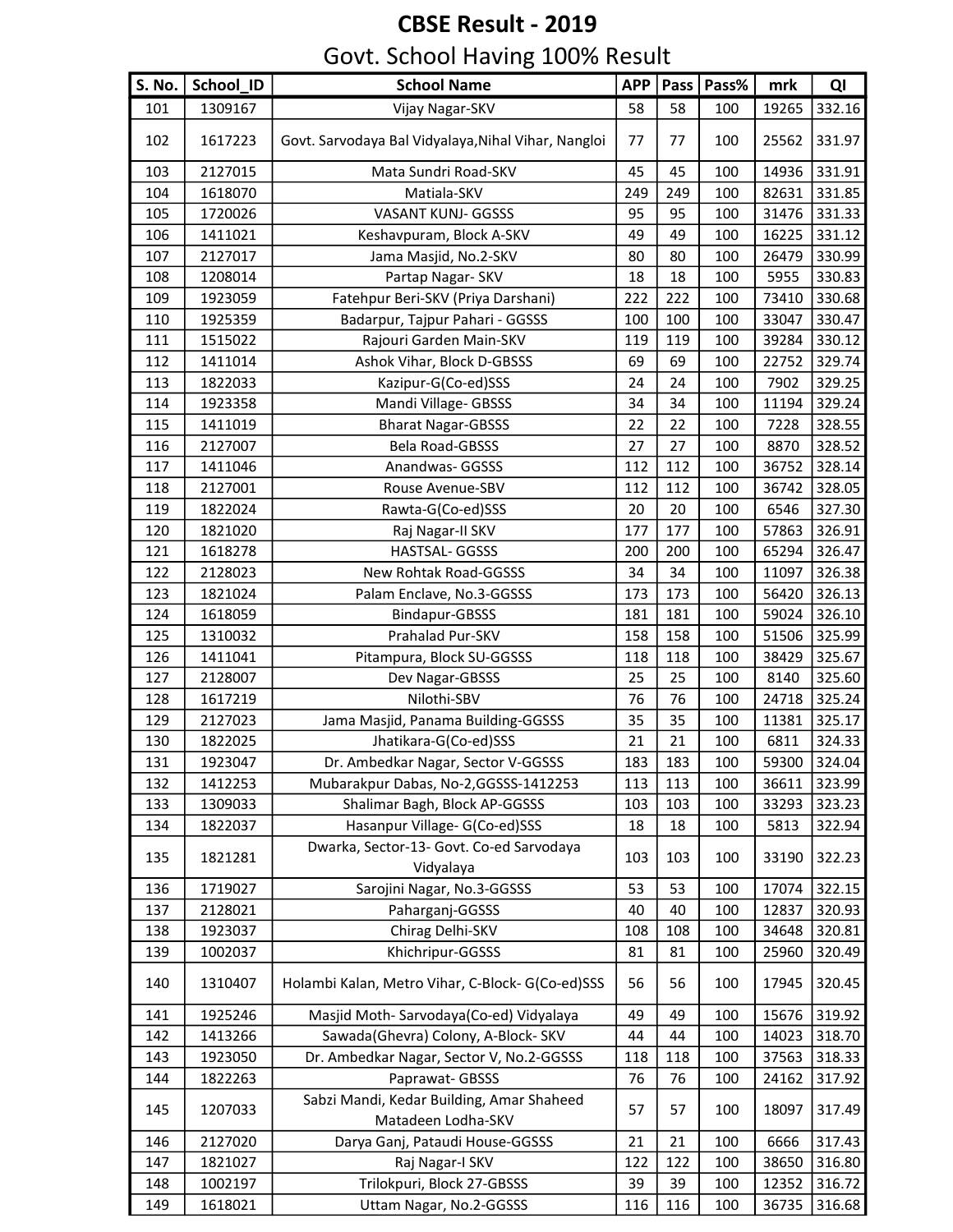# CBSE Result - 2019

## Govt. School Having 100% Result

| S. No. | School_ID | School Name | APP | Pass | Pass% | mrk | QI |
|---|---|---|---|---|---|---|---|
| 101 | 1309167 | Vijay Nagar-SKV | 58 | 58 | 100 | 19265 | 332.16 |
| 102 | 1617223 | Govt. Sarvodaya Bal Vidyalaya,Nihal Vihar, Nangloi | 77 | 77 | 100 | 25562 | 331.97 |
| 103 | 2127015 | Mata Sundri Road-SKV | 45 | 45 | 100 | 14936 | 331.91 |
| 104 | 1618070 | Matiala-SKV | 249 | 249 | 100 | 82631 | 331.85 |
| 105 | 1720026 | VASANT KUNJ- GGSSS | 95 | 95 | 100 | 31476 | 331.33 |
| 106 | 1411021 | Keshavpuram, Block A-SKV | 49 | 49 | 100 | 16225 | 331.12 |
| 107 | 2127017 | Jama Masjid, No.2-SKV | 80 | 80 | 100 | 26479 | 330.99 |
| 108 | 1208014 | Partap Nagar- SKV | 18 | 18 | 100 | 5955 | 330.83 |
| 109 | 1923059 | Fatehpur Beri-SKV (Priya Darshani) | 222 | 222 | 100 | 73410 | 330.68 |
| 110 | 1925359 | Badarpur, Tajpur Pahari - GGSSS | 100 | 100 | 100 | 33047 | 330.47 |
| 111 | 1515022 | Rajouri Garden Main-SKV | 119 | 119 | 100 | 39284 | 330.12 |
| 112 | 1411014 | Ashok Vihar, Block D-GBSSS | 69 | 69 | 100 | 22752 | 329.74 |
| 113 | 1822033 | Kazipur-G(Co-ed)SSS | 24 | 24 | 100 | 7902 | 329.25 |
| 114 | 1923358 | Mandi Village- GBSSS | 34 | 34 | 100 | 11194 | 329.24 |
| 115 | 1411019 | Bharat Nagar-GBSSS | 22 | 22 | 100 | 7228 | 328.55 |
| 116 | 2127007 | Bela Road-GBSSS | 27 | 27 | 100 | 8870 | 328.52 |
| 117 | 1411046 | Anandwas- GGSSS | 112 | 112 | 100 | 36752 | 328.14 |
| 118 | 2127001 | Rouse Avenue-SBV | 112 | 112 | 100 | 36742 | 328.05 |
| 119 | 1822024 | Rawta-G(Co-ed)SSS | 20 | 20 | 100 | 6546 | 327.30 |
| 120 | 1821020 | Raj Nagar-II SKV | 177 | 177 | 100 | 57863 | 326.91 |
| 121 | 1618278 | HASTSAL- GGSSS | 200 | 200 | 100 | 65294 | 326.47 |
| 122 | 2128023 | New Rohtak Road-GGSSS | 34 | 34 | 100 | 11097 | 326.38 |
| 123 | 1821024 | Palam Enclave, No.3-GGSSS | 173 | 173 | 100 | 56420 | 326.13 |
| 124 | 1618059 | Bindapur-GBSSS | 181 | 181 | 100 | 59024 | 326.10 |
| 125 | 1310032 | Prahalad Pur-SKV | 158 | 158 | 100 | 51506 | 325.99 |
| 126 | 1411041 | Pitampura, Block SU-GGSSS | 118 | 118 | 100 | 38429 | 325.67 |
| 127 | 2128007 | Dev Nagar-GBSSS | 25 | 25 | 100 | 8140 | 325.60 |
| 128 | 1617219 | Nilothi-SBV | 76 | 76 | 100 | 24718 | 325.24 |
| 129 | 2127023 | Jama Masjid, Panama Building-GGSSS | 35 | 35 | 100 | 11381 | 325.17 |
| 130 | 1822025 | Jhatikara-G(Co-ed)SSS | 21 | 21 | 100 | 6811 | 324.33 |
| 131 | 1923047 | Dr. Ambedkar Nagar, Sector V-GGSSS | 183 | 183 | 100 | 59300 | 324.04 |
| 132 | 1412253 | Mubarakpur Dabas, No-2,GGSSS-1412253 | 113 | 113 | 100 | 36611 | 323.99 |
| 133 | 1309033 | Shalimar Bagh, Block AP-GGSSS | 103 | 103 | 100 | 33293 | 323.23 |
| 134 | 1822037 | Hasanpur Village- G(Co-ed)SSS | 18 | 18 | 100 | 5813 | 322.94 |
| 135 | 1821281 | Dwarka, Sector-13- Govt. Co-ed Sarvodaya Vidyalaya | 103 | 103 | 100 | 33190 | 322.23 |
| 136 | 1719027 | Sarojini Nagar, No.3-GGSSS | 53 | 53 | 100 | 17074 | 322.15 |
| 137 | 2128021 | Paharganj-GGSSS | 40 | 40 | 100 | 12837 | 320.93 |
| 138 | 1923037 | Chirag Delhi-SKV | 108 | 108 | 100 | 34648 | 320.81 |
| 139 | 1002037 | Khichripur-GGSSS | 81 | 81 | 100 | 25960 | 320.49 |
| 140 | 1310407 | Holambi Kalan, Metro Vihar, C-Block- G(Co-ed)SSS | 56 | 56 | 100 | 17945 | 320.45 |
| 141 | 1925246 | Masjid Moth- Sarvodaya(Co-ed) Vidyalaya | 49 | 49 | 100 | 15676 | 319.92 |
| 142 | 1413266 | Sawada(Ghevra) Colony, A-Block- SKV | 44 | 44 | 100 | 14023 | 318.70 |
| 143 | 1923050 | Dr. Ambedkar Nagar, Sector V, No.2-GGSSS | 118 | 118 | 100 | 37563 | 318.33 |
| 144 | 1822263 | Paprawat- GBSSS | 76 | 76 | 100 | 24162 | 317.92 |
| 145 | 1207033 | Sabzi Mandi, Kedar Building, Amar Shaheed Matadeen Lodha-SKV | 57 | 57 | 100 | 18097 | 317.49 |
| 146 | 2127020 | Darya Ganj, Pataudi House-GGSSS | 21 | 21 | 100 | 6666 | 317.43 |
| 147 | 1821027 | Raj Nagar-I SKV | 122 | 122 | 100 | 38650 | 316.80 |
| 148 | 1002197 | Trilokpuri, Block 27-GBSSS | 39 | 39 | 100 | 12352 | 316.72 |
| 149 | 1618021 | Uttam Nagar, No.2-GGSSS | 116 | 116 | 100 | 36735 | 316.68 |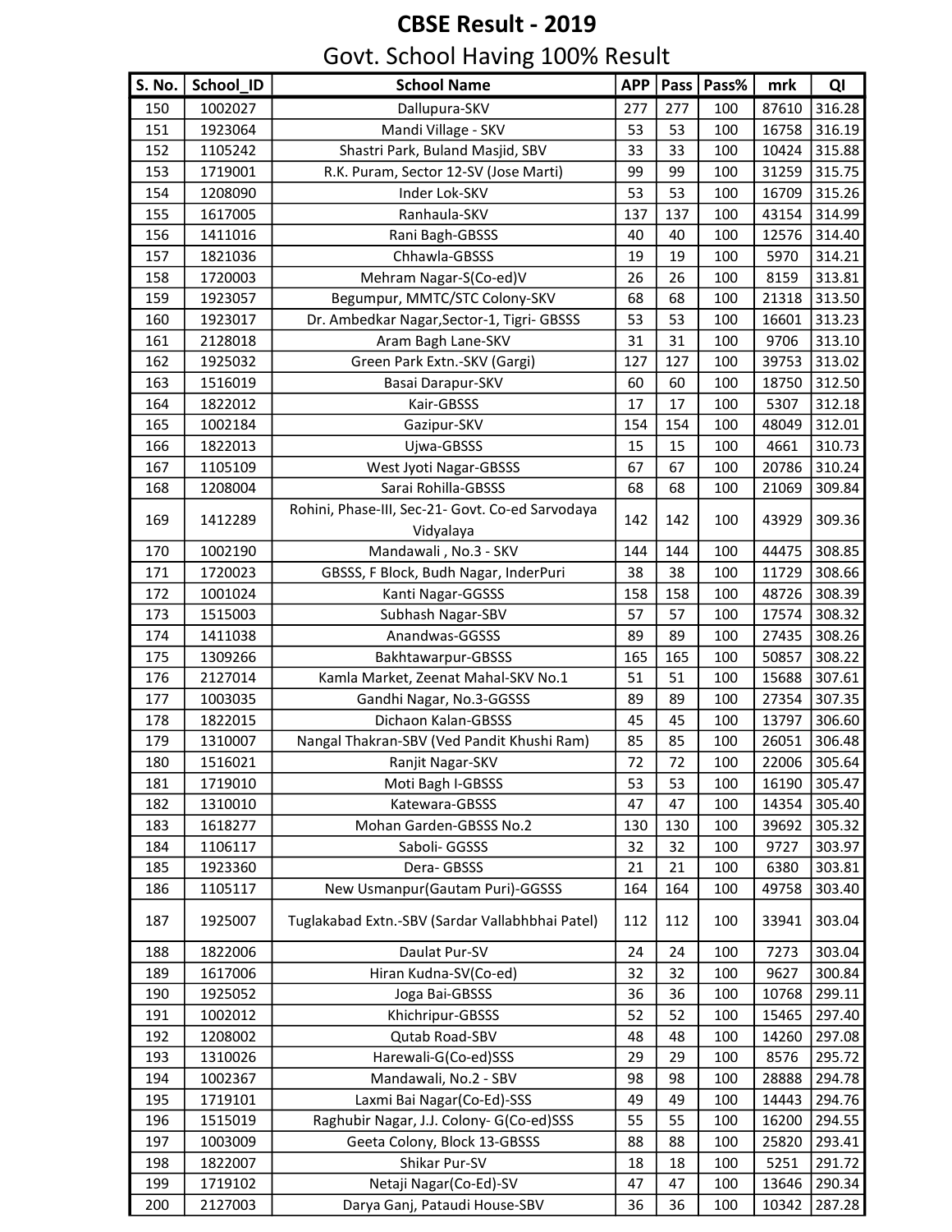# CBSE Result - 2019

## Govt. School Having 100% Result

| S. No. | School_ID | School Name | APP | Pass | Pass% | mrk | QI |
|---|---|---|---|---|---|---|---|
| 150 | 1002027 | Dallupura-SKV | 277 | 277 | 100 | 87610 | 316.28 |
| 151 | 1923064 | Mandi Village - SKV | 53 | 53 | 100 | 16758 | 316.19 |
| 152 | 1105242 | Shastri Park, Buland Masjid, SBV | 33 | 33 | 100 | 10424 | 315.88 |
| 153 | 1719001 | R.K. Puram, Sector 12-SV (Jose Marti) | 99 | 99 | 100 | 31259 | 315.75 |
| 154 | 1208090 | Inder Lok-SKV | 53 | 53 | 100 | 16709 | 315.26 |
| 155 | 1617005 | Ranhaula-SKV | 137 | 137 | 100 | 43154 | 314.99 |
| 156 | 1411016 | Rani Bagh-GBSSS | 40 | 40 | 100 | 12576 | 314.40 |
| 157 | 1821036 | Chhawla-GBSSS | 19 | 19 | 100 | 5970 | 314.21 |
| 158 | 1720003 | Mehram Nagar-S(Co-ed)V | 26 | 26 | 100 | 8159 | 313.81 |
| 159 | 1923057 | Begumpur, MMTC/STC Colony-SKV | 68 | 68 | 100 | 21318 | 313.50 |
| 160 | 1923017 | Dr. Ambedkar Nagar,Sector-1, Tigri- GBSSS | 53 | 53 | 100 | 16601 | 313.23 |
| 161 | 2128018 | Aram Bagh Lane-SKV | 31 | 31 | 100 | 9706 | 313.10 |
| 162 | 1925032 | Green Park Extn.-SKV (Gargi) | 127 | 127 | 100 | 39753 | 313.02 |
| 163 | 1516019 | Basai Darapur-SKV | 60 | 60 | 100 | 18750 | 312.50 |
| 164 | 1822012 | Kair-GBSSS | 17 | 17 | 100 | 5307 | 312.18 |
| 165 | 1002184 | Gazipur-SKV | 154 | 154 | 100 | 48049 | 312.01 |
| 166 | 1822013 | Ujwa-GBSSS | 15 | 15 | 100 | 4661 | 310.73 |
| 167 | 1105109 | West Jyoti Nagar-GBSSS | 67 | 67 | 100 | 20786 | 310.24 |
| 168 | 1208004 | Sarai Rohilla-GBSSS | 68 | 68 | 100 | 21069 | 309.84 |
| 169 | 1412289 | Rohini, Phase-III, Sec-21- Govt. Co-ed Sarvodaya Vidyalaya | 142 | 142 | 100 | 43929 | 309.36 |
| 170 | 1002190 | Mandawali , No.3 - SKV | 144 | 144 | 100 | 44475 | 308.85 |
| 171 | 1720023 | GBSSS, F Block, Budh Nagar, InderPuri | 38 | 38 | 100 | 11729 | 308.66 |
| 172 | 1001024 | Kanti Nagar-GGSSS | 158 | 158 | 100 | 48726 | 308.39 |
| 173 | 1515003 | Subhash Nagar-SBV | 57 | 57 | 100 | 17574 | 308.32 |
| 174 | 1411038 | Anandwas-GGSSS | 89 | 89 | 100 | 27435 | 308.26 |
| 175 | 1309266 | Bakhtawarpur-GBSSS | 165 | 165 | 100 | 50857 | 308.22 |
| 176 | 2127014 | Kamla Market, Zeenat Mahal-SKV No.1 | 51 | 51 | 100 | 15688 | 307.61 |
| 177 | 1003035 | Gandhi Nagar, No.3-GGSSS | 89 | 89 | 100 | 27354 | 307.35 |
| 178 | 1822015 | Dichaon Kalan-GBSSS | 45 | 45 | 100 | 13797 | 306.60 |
| 179 | 1310007 | Nangal Thakran-SBV (Ved Pandit Khushi Ram) | 85 | 85 | 100 | 26051 | 306.48 |
| 180 | 1516021 | Ranjit Nagar-SKV | 72 | 72 | 100 | 22006 | 305.64 |
| 181 | 1719010 | Moti Bagh I-GBSSS | 53 | 53 | 100 | 16190 | 305.47 |
| 182 | 1310010 | Katewara-GBSSS | 47 | 47 | 100 | 14354 | 305.40 |
| 183 | 1618277 | Mohan Garden-GBSSS No.2 | 130 | 130 | 100 | 39692 | 305.32 |
| 184 | 1106117 | Saboli- GGSSS | 32 | 32 | 100 | 9727 | 303.97 |
| 185 | 1923360 | Dera- GBSSS | 21 | 21 | 100 | 6380 | 303.81 |
| 186 | 1105117 | New Usmanpur(Gautam Puri)-GGSSS | 164 | 164 | 100 | 49758 | 303.40 |
| 187 | 1925007 | Tuglakabad Extn.-SBV (Sardar Vallabhbhai Patel) | 112 | 112 | 100 | 33941 | 303.04 |
| 188 | 1822006 | Daulat Pur-SV | 24 | 24 | 100 | 7273 | 303.04 |
| 189 | 1617006 | Hiran Kudna-SV(Co-ed) | 32 | 32 | 100 | 9627 | 300.84 |
| 190 | 1925052 | Joga Bai-GBSSS | 36 | 36 | 100 | 10768 | 299.11 |
| 191 | 1002012 | Khichripur-GBSSS | 52 | 52 | 100 | 15465 | 297.40 |
| 192 | 1208002 | Qutab Road-SBV | 48 | 48 | 100 | 14260 | 297.08 |
| 193 | 1310026 | Harewali-G(Co-ed)SSS | 29 | 29 | 100 | 8576 | 295.72 |
| 194 | 1002367 | Mandawali, No.2 - SBV | 98 | 98 | 100 | 28888 | 294.78 |
| 195 | 1719101 | Laxmi Bai Nagar(Co-Ed)-SSS | 49 | 49 | 100 | 14443 | 294.76 |
| 196 | 1515019 | Raghubir Nagar, J.J. Colony- G(Co-ed)SSS | 55 | 55 | 100 | 16200 | 294.55 |
| 197 | 1003009 | Geeta Colony, Block 13-GBSSS | 88 | 88 | 100 | 25820 | 293.41 |
| 198 | 1822007 | Shikar Pur-SV | 18 | 18 | 100 | 5251 | 291.72 |
| 199 | 1719102 | Netaji Nagar(Co-Ed)-SV | 47 | 47 | 100 | 13646 | 290.34 |
| 200 | 2127003 | Darya Ganj, Pataudi House-SBV | 36 | 36 | 100 | 10342 | 287.28 |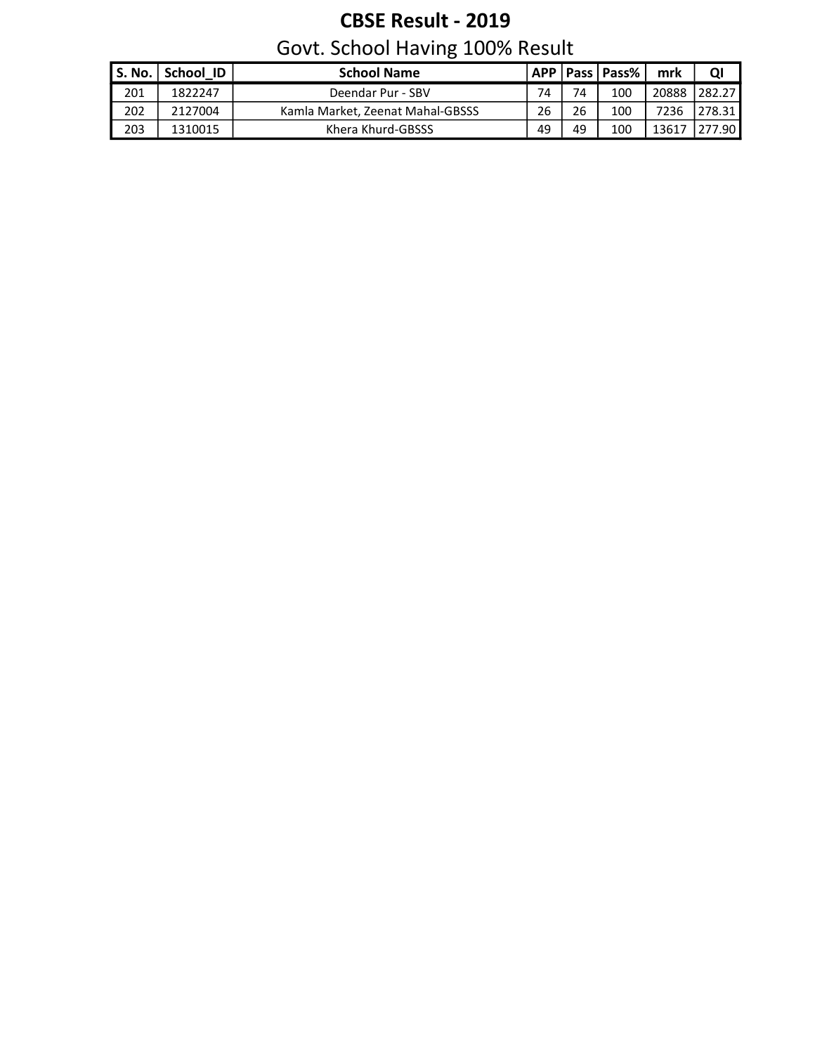# CBSE Result - 2019

## Govt. School Having 100% Result

| S. No. | School_ID | School Name | APP | Pass | Pass% | mrk | QI |
|---|---|---|---|---|---|---|---|
| 201 | 1822247 | Deendar Pur - SBV | 74 | 74 | 100 | 20888 | 282.27 |
| 202 | 2127004 | Kamla Market, Zeenat Mahal-GBSSS | 26 | 26 | 100 | 7236 | 278.31 |
| 203 | 1310015 | Khera Khurd-GBSSS | 49 | 49 | 100 | 13617 | 277.90 |